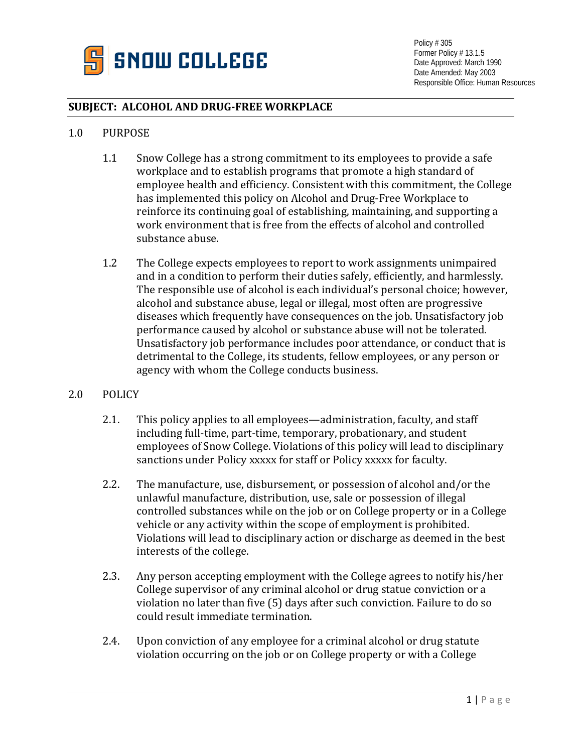Policy # 305
Former Policy # 13.1.5
Date Approved: March 1990
Date Amended: May 2003
Responsible Office: Human Resources

**SUBJECT: ALCOHOL AND DRUG-FREE WORKPLACE**

1.0 PURPOSE

1.1 Snow College has a strong commitment to its employees to provide a safe workplace and to establish programs that promote a high standard of employee health and efficiency. Consistent with this commitment, the College has implemented this policy on Alcohol and Drug-Free Workplace to reinforce its continuing goal of establishing, maintaining, and supporting a work environment that is free from the effects of alcohol and controlled substance abuse.

1.2 The College expects employees to report to work assignments unimpaired and in a condition to perform their duties safely, efficiently, and harmlessly. The responsible use of alcohol is each individual's personal choice; however, alcohol and substance abuse, legal or illegal, most often are progressive diseases which frequently have consequences on the job. Unsatisfactory job performance caused by alcohol or substance abuse will not be tolerated. Unsatisfactory job performance includes poor attendance, or conduct that is detrimental to the College, its students, fellow employees, or any person or agency with whom the College conducts business.

2.0 POLICY

2.1. This policy applies to all employees—administration, faculty, and staff including full-time, part-time, temporary, probationary, and student employees of Snow College. Violations of this policy will lead to disciplinary sanctions under Policy xxxxx for staff or Policy xxxxx for faculty.

2.2. The manufacture, use, disbursement, or possession of alcohol and/or the unlawful manufacture, distribution, use, sale or possession of illegal controlled substances while on the job or on College property or in a College vehicle or any activity within the scope of employment is prohibited. Violations will lead to disciplinary action or discharge as deemed in the best interests of the college.

2.3. Any person accepting employment with the College agrees to notify his/her College supervisor of any criminal alcohol or drug statue conviction or a violation no later than five (5) days after such conviction. Failure to do so could result immediate termination.

2.4. Upon conviction of any employee for a criminal alcohol or drug statute violation occurring on the job or on College property or with a College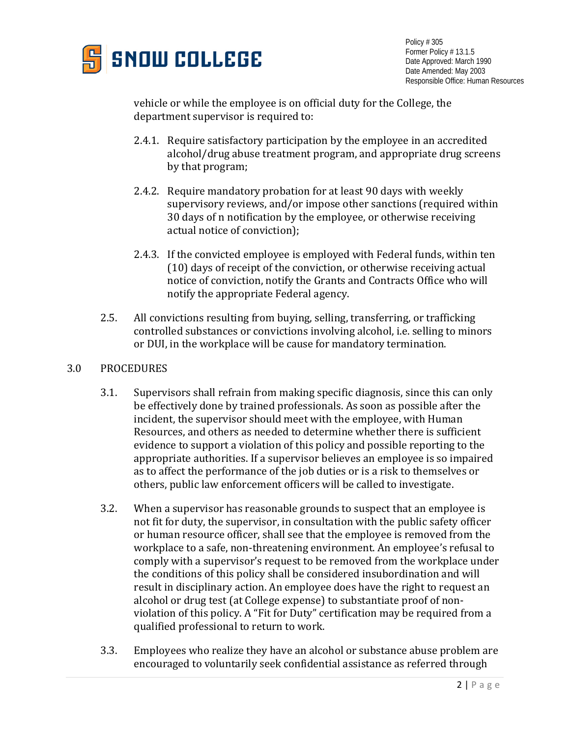vehicle or while the employee is on official duty for the College, the department supervisor is required to:

2.4.1. Require satisfactory participation by the employee in an accredited alcohol/drug abuse treatment program, and appropriate drug screens by that program;

2.4.2. Require mandatory probation for at least 90 days with weekly supervisory reviews, and/or impose other sanctions (required within 30 days of n notification by the employee, or otherwise receiving actual notice of conviction);

2.4.3. If the convicted employee is employed with Federal funds, within ten (10) days of receipt of the conviction, or otherwise receiving actual notice of conviction, notify the Grants and Contracts Office who will notify the appropriate Federal agency.

2.5. All convictions resulting from buying, selling, transferring, or trafficking controlled substances or convictions involving alcohol, i.e. selling to minors or DUI, in the workplace will be cause for mandatory termination.

## 3.0 PROCEDURES

3.1. Supervisors shall refrain from making specific diagnosis, since this can only be effectively done by trained professionals. As soon as possible after the incident, the supervisor should meet with the employee, with Human Resources, and others as needed to determine whether there is sufficient evidence to support a violation of this policy and possible reporting to the appropriate authorities. If a supervisor believes an employee is so impaired as to affect the performance of the job duties or is a risk to themselves or others, public law enforcement officers will be called to investigate.

3.2. When a supervisor has reasonable grounds to suspect that an employee is not fit for duty, the supervisor, in consultation with the public safety officer or human resource officer, shall see that the employee is removed from the workplace to a safe, non-threatening environment. An employee's refusal to comply with a supervisor's request to be removed from the workplace under the conditions of this policy shall be considered insubordination and will result in disciplinary action. An employee does have the right to request an alcohol or drug test (at College expense) to substantiate proof of non-violation of this policy. A "Fit for Duty" certification may be required from a qualified professional to return to work.

3.3. Employees who realize they have an alcohol or substance abuse problem are encouraged to voluntarily seek confidential assistance as referred through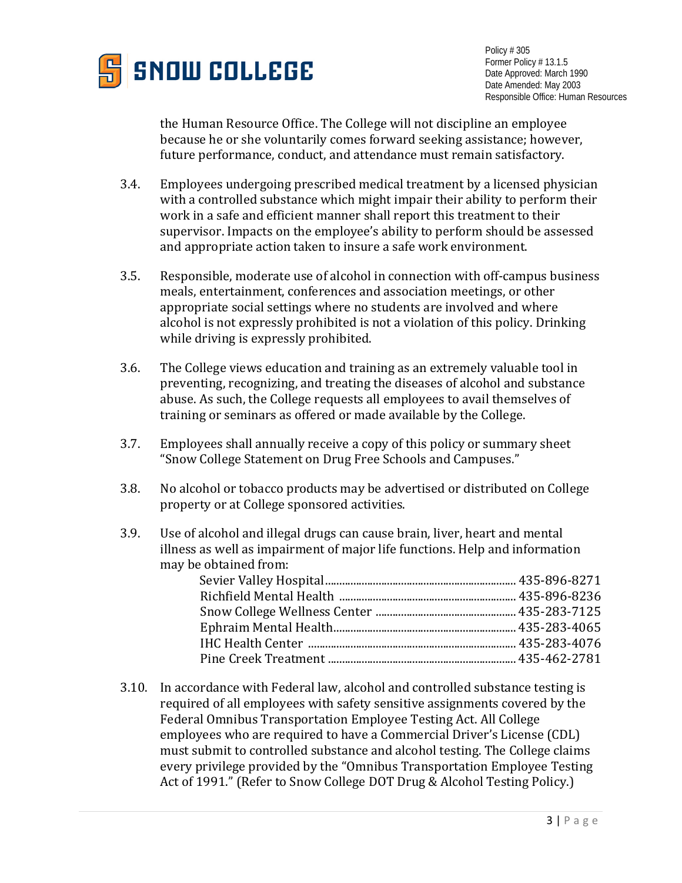the Human Resource Office. The College will not discipline an employee because he or she voluntarily comes forward seeking assistance; however, future performance, conduct, and attendance must remain satisfactory.

3.4. Employees undergoing prescribed medical treatment by a licensed physician with a controlled substance which might impair their ability to perform their work in a safe and efficient manner shall report this treatment to their supervisor. Impacts on the employee's ability to perform should be assessed and appropriate action taken to insure a safe work environment.

3.5. Responsible, moderate use of alcohol in connection with off-campus business meals, entertainment, conferences and association meetings, or other appropriate social settings where no students are involved and where alcohol is not expressly prohibited is not a violation of this policy. Drinking while driving is expressly prohibited.

3.6. The College views education and training as an extremely valuable tool in preventing, recognizing, and treating the diseases of alcohol and substance abuse. As such, the College requests all employees to avail themselves of training or seminars as offered or made available by the College.

3.7. Employees shall annually receive a copy of this policy or summary sheet "Snow College Statement on Drug Free Schools and Campuses."

3.8. No alcohol or tobacco products may be advertised or distributed on College property or at College sponsored activities.

3.9. Use of alcohol and illegal drugs can cause brain, liver, heart and mental illness as well as impairment of major life functions. Help and information may be obtained from:

Sevier Valley Hospital.................... 435-896-8271
Richfield Mental Health .................. 435-896-8236
Snow College Wellness Center ........... 435-283-7125
Ephraim Mental Health..................... 435-283-4065
IHC Health Center .......................... 435-283-4076
Pine Creek Treatment ...................... 435-462-2781

3.10. In accordance with Federal law, alcohol and controlled substance testing is required of all employees with safety sensitive assignments covered by the Federal Omnibus Transportation Employee Testing Act. All College employees who are required to have a Commercial Driver's License (CDL) must submit to controlled substance and alcohol testing. The College claims every privilege provided by the "Omnibus Transportation Employee Testing Act of 1991." (Refer to Snow College DOT Drug & Alcohol Testing Policy.)